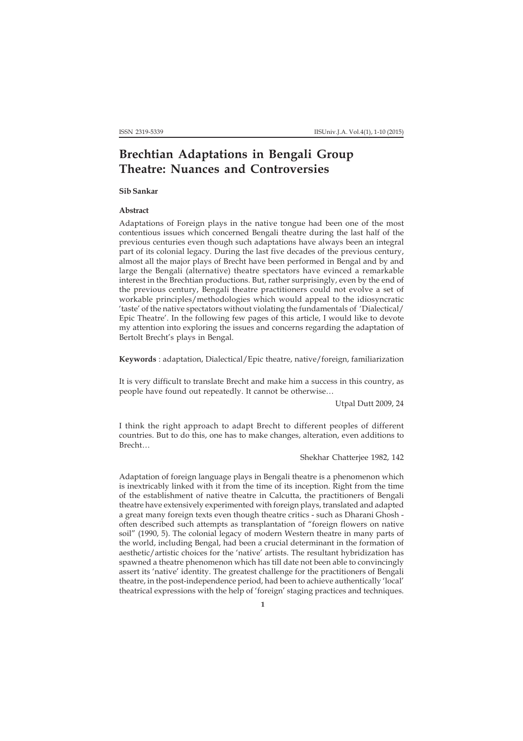# Brechtian Adaptations in Bengali Group Theatre: Nuances and Controversies

**Sib Sankar**

**Abstract**

Adaptations of Foreign plays in the native tongue had been one of the most contentious issues which concerned Bengali theatre during the last half of the previous centuries even though such adaptations have always been an integral part of its colonial legacy. During the last five decades of the previous century, almost all the major plays of Brecht have been performed in Bengal and by and large the Bengali (alternative) theatre spectators have evinced a remarkable interest in the Brechtian productions. But, rather surprisingly, even by the end of the previous century, Bengali theatre practitioners could not evolve a set of workable principles/methodologies which would appeal to the idiosyncratic 'taste' of the native spectators without violating the fundamentals of 'Dialectical/ Epic Theatre'. In the following few pages of this article, I would like to devote my attention into exploring the issues and concerns regarding the adaptation of Bertolt Brecht's plays in Bengal.

**Keywords** : adaptation, Dialectical/Epic theatre, native/foreign, familiarization

It is very difficult to translate Brecht and make him a success in this country, as people have found out repeatedly. It cannot be otherwise…

Utpal Dutt 2009, 24

I think the right approach to adapt Brecht to different peoples of different countries. But to do this, one has to make changes, alteration, even additions to Brecht…

Shekhar Chatterjee 1982, 142

Adaptation of foreign language plays in Bengali theatre is a phenomenon which is inextricably linked with it from the time of its inception. Right from the time of the establishment of native theatre in Calcutta, the practitioners of Bengali theatre have extensively experimented with foreign plays, translated and adapted a great many foreign texts even though theatre critics - such as Dharani Ghosh - often described such attempts as transplantation of "foreign flowers on native soil" (1990, 5). The colonial legacy of modern Western theatre in many parts of the world, including Bengal, had been a crucial determinant in the formation of aesthetic/artistic choices for the 'native' artists. The resultant hybridization has spawned a theatre phenomenon which has till date not been able to convincingly assert its 'native' identity. The greatest challenge for the practitioners of Bengali theatre, in the post-independence period, had been to achieve authentically 'local' theatrical expressions with the help of 'foreign' staging practices and techniques.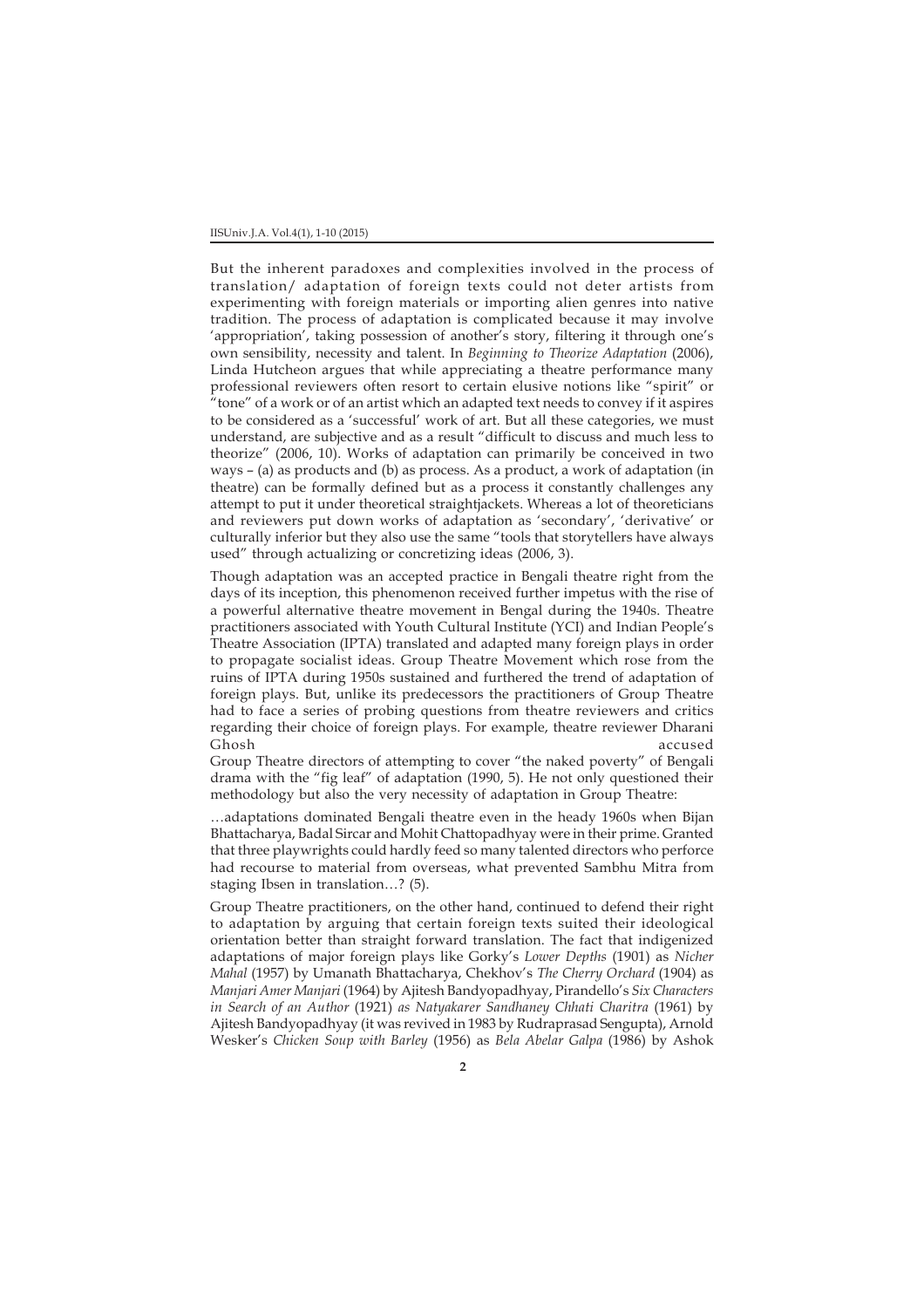But the inherent paradoxes and complexities involved in the process of translation/ adaptation of foreign texts could not deter artists from experimenting with foreign materials or importing alien genres into native tradition. The process of adaptation is complicated because it may involve 'appropriation', taking possession of another's story, filtering it through one's own sensibility, necessity and talent. In *Beginning to Theorize Adaptation* (2006), Linda Hutcheon argues that while appreciating a theatre performance many professional reviewers often resort to certain elusive notions like "spirit" or "tone" of a work or of an artist which an adapted text needs to convey if it aspires to be considered as a 'successful' work of art. But all these categories, we must understand, are subjective and as a result "difficult to discuss and much less to theorize" (2006, 10). Works of adaptation can primarily be conceived in two ways – (a) as products and (b) as process. As a product, a work of adaptation (in theatre) can be formally defined but as a process it constantly challenges any attempt to put it under theoretical straightjackets. Whereas a lot of theoreticians and reviewers put down works of adaptation as 'secondary', 'derivative' or culturally inferior but they also use the same "tools that storytellers have always used" through actualizing or concretizing ideas (2006, 3).

Though adaptation was an accepted practice in Bengali theatre right from the days of its inception, this phenomenon received further impetus with the rise of a powerful alternative theatre movement in Bengal during the 1940s. Theatre practitioners associated with Youth Cultural Institute (YCI) and Indian People's Theatre Association (IPTA) translated and adapted many foreign plays in order to propagate socialist ideas. Group Theatre Movement which rose from the ruins of IPTA during 1950s sustained and furthered the trend of adaptation of foreign plays. But, unlike its predecessors the practitioners of Group Theatre had to face a series of probing questions from theatre reviewers and critics regarding their choice of foreign plays. For example, theatre reviewer Dharani Ghosh accused Group Theatre directors of attempting to cover "the naked poverty" of Bengali drama with the "fig leaf" of adaptation (1990, 5). He not only questioned their methodology but also the very necessity of adaptation in Group Theatre:

…adaptations dominated Bengali theatre even in the heady 1960s when Bijan Bhattacharya, Badal Sircar and Mohit Chattopadhyay were in their prime. Granted that three playwrights could hardly feed so many talented directors who perforce had recourse to material from overseas, what prevented Sambhu Mitra from staging Ibsen in translation…? (5).

Group Theatre practitioners, on the other hand, continued to defend their right to adaptation by arguing that certain foreign texts suited their ideological orientation better than straight forward translation. The fact that indigenized adaptations of major foreign plays like Gorky's *Lower Depths* (1901) as *Nicher Mahal* (1957) by Umanath Bhattacharya, Chekhov's *The Cherry Orchard* (1904) as *Manjari Amer Manjari* (1964) by Ajitesh Bandyopadhyay, Pirandello's *Six Characters in Search of an Author* (1921) as *Natyakarer Sandhaney Chhati Charitra* (1961) by Ajitesh Bandyopadhyay (it was revived in 1983 by Rudraprasad Sengupta), Arnold Wesker's *Chicken Soup with Barley* (1956) as *Bela Abelar Galpa* (1986) by Ashok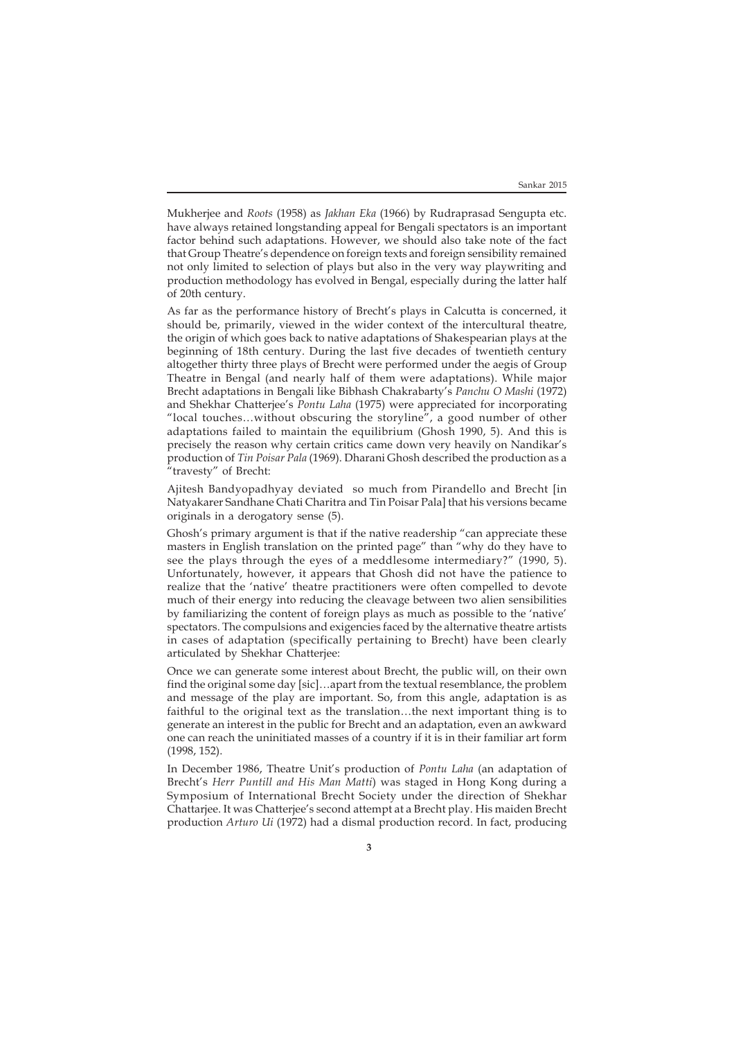Mukherjee and *Roots* (1958) as *Jakhan Eka* (1966) by Rudraprasad Sengupta etc. have always retained longstanding appeal for Bengali spectators is an important factor behind such adaptations. However, we should also take note of the fact that Group Theatre's dependence on foreign texts and foreign sensibility remained not only limited to selection of plays but also in the very way playwriting and production methodology has evolved in Bengal, especially during the latter half of 20th century.

As far as the performance history of Brecht's plays in Calcutta is concerned, it should be, primarily, viewed in the wider context of the intercultural theatre, the origin of which goes back to native adaptations of Shakespearian plays at the beginning of 18th century. During the last five decades of twentieth century altogether thirty three plays of Brecht were performed under the aegis of Group Theatre in Bengal (and nearly half of them were adaptations). While major Brecht adaptations in Bengali like Bibhash Chakrabarty's *Panchu O Mashi* (1972) and Shekhar Chatterjee's *Pontu Laha* (1975) were appreciated for incorporating "local touches…without obscuring the storyline", a good number of other adaptations failed to maintain the equilibrium (Ghosh 1990, 5). And this is precisely the reason why certain critics came down very heavily on Nandikar's production of *Tin Poisar Pala* (1969). Dharani Ghosh described the production as a "travesty" of Brecht:

Ajitesh Bandyopadhyay deviated so much from Pirandello and Brecht [in Natyakarer Sandhane Chati Charitra and Tin Poisar Pala] that his versions became originals in a derogatory sense (5).

Ghosh's primary argument is that if the native readership "can appreciate these masters in English translation on the printed page" than "why do they have to see the plays through the eyes of a meddlesome intermediary?" (1990, 5). Unfortunately, however, it appears that Ghosh did not have the patience to realize that the 'native' theatre practitioners were often compelled to devote much of their energy into reducing the cleavage between two alien sensibilities by familiarizing the content of foreign plays as much as possible to the 'native' spectators. The compulsions and exigencies faced by the alternative theatre artists in cases of adaptation (specifically pertaining to Brecht) have been clearly articulated by Shekhar Chatterjee:

Once we can generate some interest about Brecht, the public will, on their own find the original some day [sic]…apart from the textual resemblance, the problem and message of the play are important. So, from this angle, adaptation is as faithful to the original text as the translation…the next important thing is to generate an interest in the public for Brecht and an adaptation, even an awkward one can reach the uninitiated masses of a country if it is in their familiar art form (1998, 152).

In December 1986, Theatre Unit's production of *Pontu Laha* (an adaptation of Brecht's *Herr Puntill and His Man Matti*) was staged in Hong Kong during a Symposium of International Brecht Society under the direction of Shekhar Chattarjee. It was Chatterjee's second attempt at a Brecht play. His maiden Brecht production *Arturo Ui* (1972) had a dismal production record. In fact, producing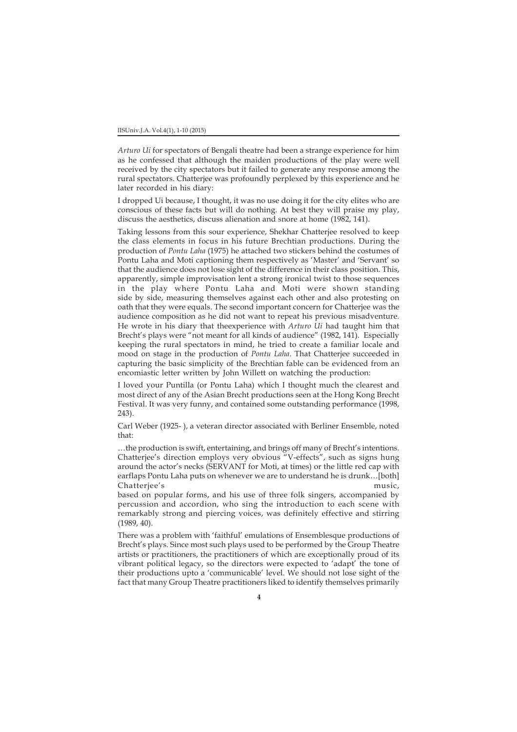*Arturo Ui* for spectators of Bengali theatre had been a strange experience for him as he confessed that although the maiden productions of the play were well received by the city spectators but it failed to generate any response among the rural spectators. Chatterjee was profoundly perplexed by this experience and he later recorded in his diary:

I dropped Ui because, I thought, it was no use doing it for the city elites who are conscious of these facts but will do nothing. At best they will praise my play, discuss the aesthetics, discuss alienation and snore at home (1982, 141).

Taking lessons from this sour experience, Shekhar Chatterjee resolved to keep the class elements in focus in his future Brechtian productions. During the production of *Pontu Laha* (1975) he attached two stickers behind the costumes of Pontu Laha and Moti captioning them respectively as 'Master' and 'Servant' so that the audience does not lose sight of the difference in their class position. This, apparently, simple improvisation lent a strong ironical twist to those sequences in the play where Pontu Laha and Moti were shown standing side by side, measuring themselves against each other and also protesting on oath that they were equals. The second important concern for Chatterjee was the audience composition as he did not want to repeat his previous misadventure. He wrote in his diary that theexperience with *Arturo Ui* had taught him that Brecht's plays were "not meant for all kinds of audience" (1982, 141). Especially keeping the rural spectators in mind, he tried to create a familiar locale and mood on stage in the production of *Pontu Laha*. That Chatterjee succeeded in capturing the basic simplicity of the Brechtian fable can be evidenced from an encomiastic letter written by John Willett on watching the production:

I loved your Puntilla (or Pontu Laha) which I thought much the clearest and most direct of any of the Asian Brecht productions seen at the Hong Kong Brecht Festival. It was very funny, and contained some outstanding performance (1998, 243).

Carl Weber (1925- ), a veteran director associated with Berliner Ensemble, noted that:

…the production is swift, entertaining, and brings off many of Brecht's intentions. Chatterjee's direction employs very obvious "V-effects", such as signs hung around the actor's necks (SERVANT for Moti, at times) or the little red cap with earflaps Pontu Laha puts on whenever we are to understand he is drunk…[both] Chatterjee's music, based on popular forms, and his use of three folk singers, accompanied by percussion and accordion, who sing the introduction to each scene with remarkably strong and piercing voices, was definitely effective and stirring (1989, 40).

There was a problem with 'faithful' emulations of Ensemblesque productions of Brecht's plays. Since most such plays used to be performed by the Group Theatre artists or practitioners, the practitioners of which are exceptionally proud of its vibrant political legacy, so the directors were expected to 'adapt' the tone of their productions upto a 'communicable' level. We should not lose sight of the fact that many Group Theatre practitioners liked to identify themselves primarily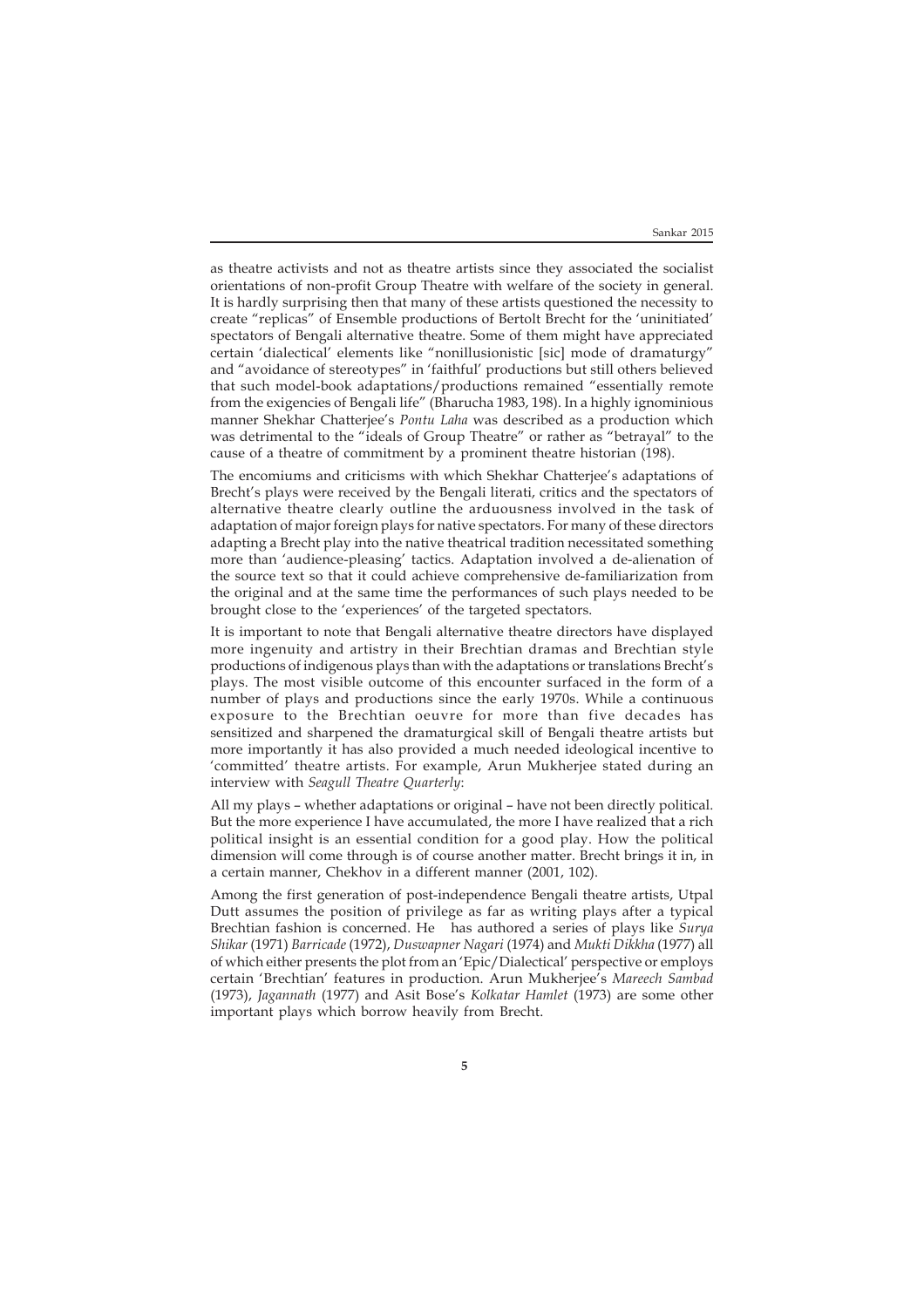as theatre activists and not as theatre artists since they associated the socialist orientations of non-profit Group Theatre with welfare of the society in general. It is hardly surprising then that many of these artists questioned the necessity to create "replicas" of Ensemble productions of Bertolt Brecht for the 'uninitiated' spectators of Bengali alternative theatre. Some of them might have appreciated certain 'dialectical' elements like "nonillusionistic [sic] mode of dramaturgy" and "avoidance of stereotypes" in 'faithful' productions but still others believed that such model-book adaptations/productions remained "essentially remote from the exigencies of Bengali life" (Bharucha 1983, 198). In a highly ignominious manner Shekhar Chatterjee's *Pontu Laha* was described as a production which was detrimental to the "ideals of Group Theatre" or rather as "betrayal" to the cause of a theatre of commitment by a prominent theatre historian (198).

The encomiums and criticisms with which Shekhar Chatterjee's adaptations of Brecht's plays were received by the Bengali literati, critics and the spectators of alternative theatre clearly outline the arduousness involved in the task of adaptation of major foreign plays for native spectators. For many of these directors adapting a Brecht play into the native theatrical tradition necessitated something more than 'audience-pleasing' tactics. Adaptation involved a de-alienation of the source text so that it could achieve comprehensive de-familiarization from the original and at the same time the performances of such plays needed to be brought close to the 'experiences' of the targeted spectators.

It is important to note that Bengali alternative theatre directors have displayed more ingenuity and artistry in their Brechtian dramas and Brechtian style productions of indigenous plays than with the adaptations or translations Brecht's plays. The most visible outcome of this encounter surfaced in the form of a number of plays and productions since the early 1970s. While a continuous exposure to the Brechtian oeuvre for more than five decades has sensitized and sharpened the dramaturgical skill of Bengali theatre artists but more importantly it has also provided a much needed ideological incentive to 'committed' theatre artists. For example, Arun Mukherjee stated during an interview with *Seagull Theatre Quarterly*:

All my plays – whether adaptations or original – have not been directly political. But the more experience I have accumulated, the more I have realized that a rich political insight is an essential condition for a good play. How the political dimension will come through is of course another matter. Brecht brings it in, in a certain manner, Chekhov in a different manner (2001, 102).

Among the first generation of post-independence Bengali theatre artists, Utpal Dutt assumes the position of privilege as far as writing plays after a typical Brechtian fashion is concerned. He has authored a series of plays like *Surya Shikar* (1971) *Barricade* (1972), *Duswapner Nagari* (1974) and *Mukti Dikkha* (1977) all of which either presents the plot from an 'Epic/Dialectical' perspective or employs certain 'Brechtian' features in production. Arun Mukherjee's *Mareech Sambad* (1973), *Jagannath* (1977) and Asit Bose's *Kolkatar Hamlet* (1973) are some other important plays which borrow heavily from Brecht.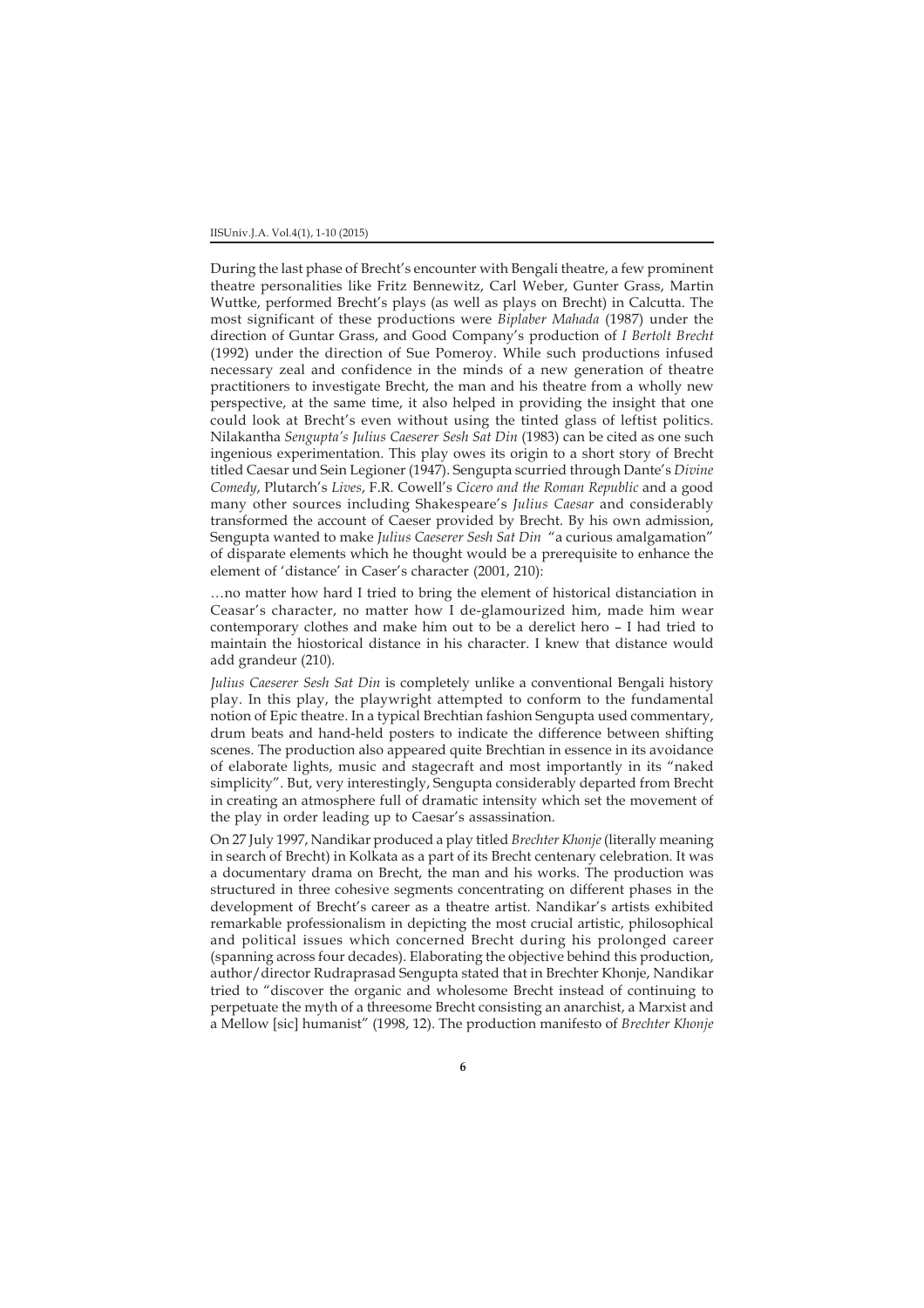During the last phase of Brecht's encounter with Bengali theatre, a few prominent theatre personalities like Fritz Bennewitz, Carl Weber, Gunter Grass, Martin Wuttke, performed Brecht's plays (as well as plays on Brecht) in Calcutta. The most significant of these productions were *Biplaber Mahada* (1987) under the direction of Guntar Grass, and Good Company's production of *I Bertolt Brecht* (1992) under the direction of Sue Pomeroy. While such productions infused necessary zeal and confidence in the minds of a new generation of theatre practitioners to investigate Brecht, the man and his theatre from a wholly new perspective, at the same time, it also helped in providing the insight that one could look at Brecht's even without using the tinted glass of leftist politics. Nilakantha *Sengupta's Julius Caeserer Sesh Sat Din* (1983) can be cited as one such ingenious experimentation. This play owes its origin to a short story of Brecht titled Caesar und Sein Legioner (1947). Sengupta scurried through Dante's *Divine Comedy*, Plutarch's *Lives*, F.R. Cowell's *Cicero and the Roman Republic* and a good many other sources including Shakespeare's *Julius Caesar* and considerably transformed the account of Caeser provided by Brecht. By his own admission, Sengupta wanted to make *Julius Caeserer Sesh Sat Din* "a curious amalgamation" of disparate elements which he thought would be a prerequisite to enhance the element of 'distance' in Caser's character (2001, 210):

…no matter how hard I tried to bring the element of historical distanciation in Ceasar's character, no matter how I de-glamourized him, made him wear contemporary clothes and make him out to be a derelict hero – I had tried to maintain the hiostorical distance in his character. I knew that distance would add grandeur (210).

*Julius Caeserer Sesh Sat Din* is completely unlike a conventional Bengali history play. In this play, the playwright attempted to conform to the fundamental notion of Epic theatre. In a typical Brechtian fashion Sengupta used commentary, drum beats and hand-held posters to indicate the difference between shifting scenes. The production also appeared quite Brechtian in essence in its avoidance of elaborate lights, music and stagecraft and most importantly in its "naked simplicity". But, very interestingly, Sengupta considerably departed from Brecht in creating an atmosphere full of dramatic intensity which set the movement of the play in order leading up to Caesar's assassination.

On 27 July 1997, Nandikar produced a play titled *Brechter Khonje* (literally meaning in search of Brecht) in Kolkata as a part of its Brecht centenary celebration. It was a documentary drama on Brecht, the man and his works. The production was structured in three cohesive segments concentrating on different phases in the development of Brecht's career as a theatre artist. Nandikar's artists exhibited remarkable professionalism in depicting the most crucial artistic, philosophical and political issues which concerned Brecht during his prolonged career (spanning across four decades). Elaborating the objective behind this production, author/director Rudraprasad Sengupta stated that in Brechter Khonje, Nandikar tried to "discover the organic and wholesome Brecht instead of continuing to perpetuate the myth of a threesome Brecht consisting an anarchist, a Marxist and a Mellow [sic] humanist" (1998, 12). The production manifesto of *Brechter Khonje*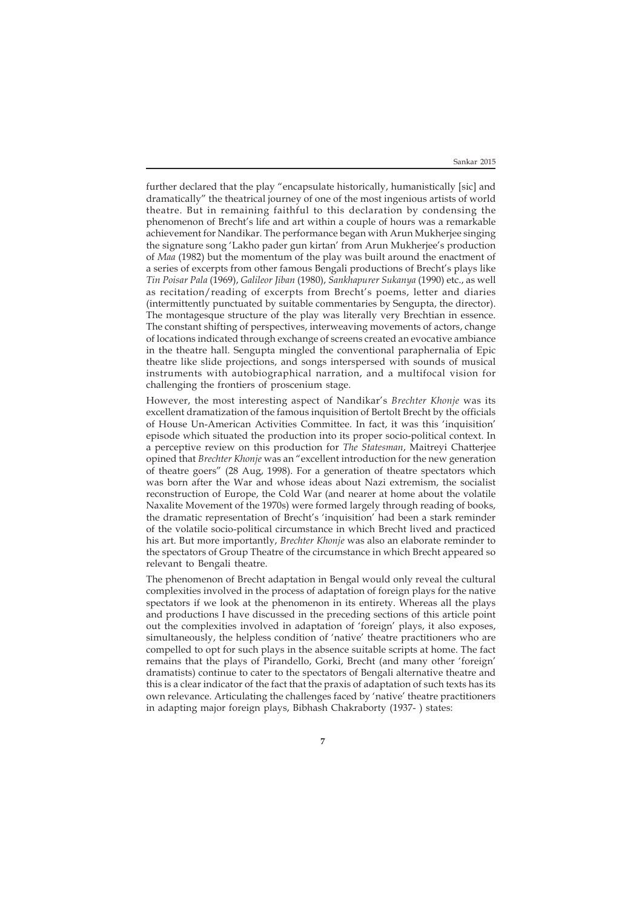further declared that the play "encapsulate historically, humanistically [sic] and dramatically" the theatrical journey of one of the most ingenious artists of world theatre. But in remaining faithful to this declaration by condensing the phenomenon of Brecht's life and art within a couple of hours was a remarkable achievement for Nandikar. The performance began with Arun Mukherjee singing the signature song 'Lakho pader gun kirtan' from Arun Mukherjee's production of *Maa* (1982) but the momentum of the play was built around the enactment of a series of excerpts from other famous Bengali productions of Brecht's plays like *Tin Poisar Pala* (1969), *Galileor Jiban* (1980), *Sankhapurer Sukanya* (1990) etc., as well as recitation/reading of excerpts from Brecht's poems, letter and diaries (intermittently punctuated by suitable commentaries by Sengupta, the director). The montagesque structure of the play was literally very Brechtian in essence. The constant shifting of perspectives, interweaving movements of actors, change of locations indicated through exchange of screens created an evocative ambiance in the theatre hall. Sengupta mingled the conventional paraphernalia of Epic theatre like slide projections, and songs interspersed with sounds of musical instruments with autobiographical narration, and a multifocal vision for challenging the frontiers of proscenium stage.

However, the most interesting aspect of Nandikar's *Brechter Khonje* was its excellent dramatization of the famous inquisition of Bertolt Brecht by the officials of House Un-American Activities Committee. In fact, it was this 'inquisition' episode which situated the production into its proper socio-political context. In a perceptive review on this production for *The Statesman*, Maitreyi Chatterjee opined that *Brechter Khonje* was an "excellent introduction for the new generation of theatre goers" (28 Aug, 1998). For a generation of theatre spectators which was born after the War and whose ideas about Nazi extremism, the socialist reconstruction of Europe, the Cold War (and nearer at home about the volatile Naxalite Movement of the 1970s) were formed largely through reading of books, the dramatic representation of Brecht's 'inquisition' had been a stark reminder of the volatile socio-political circumstance in which Brecht lived and practiced his art. But more importantly, *Brechter Khonje* was also an elaborate reminder to the spectators of Group Theatre of the circumstance in which Brecht appeared so relevant to Bengali theatre.

The phenomenon of Brecht adaptation in Bengal would only reveal the cultural complexities involved in the process of adaptation of foreign plays for the native spectators if we look at the phenomenon in its entirety. Whereas all the plays and productions I have discussed in the preceding sections of this article point out the complexities involved in adaptation of 'foreign' plays, it also exposes, simultaneously, the helpless condition of 'native' theatre practitioners who are compelled to opt for such plays in the absence suitable scripts at home. The fact remains that the plays of Pirandello, Gorki, Brecht (and many other 'foreign' dramatists) continue to cater to the spectators of Bengali alternative theatre and this is a clear indicator of the fact that the praxis of adaptation of such texts has its own relevance. Articulating the challenges faced by 'native' theatre practitioners in adapting major foreign plays, Bibhash Chakraborty (1937- ) states: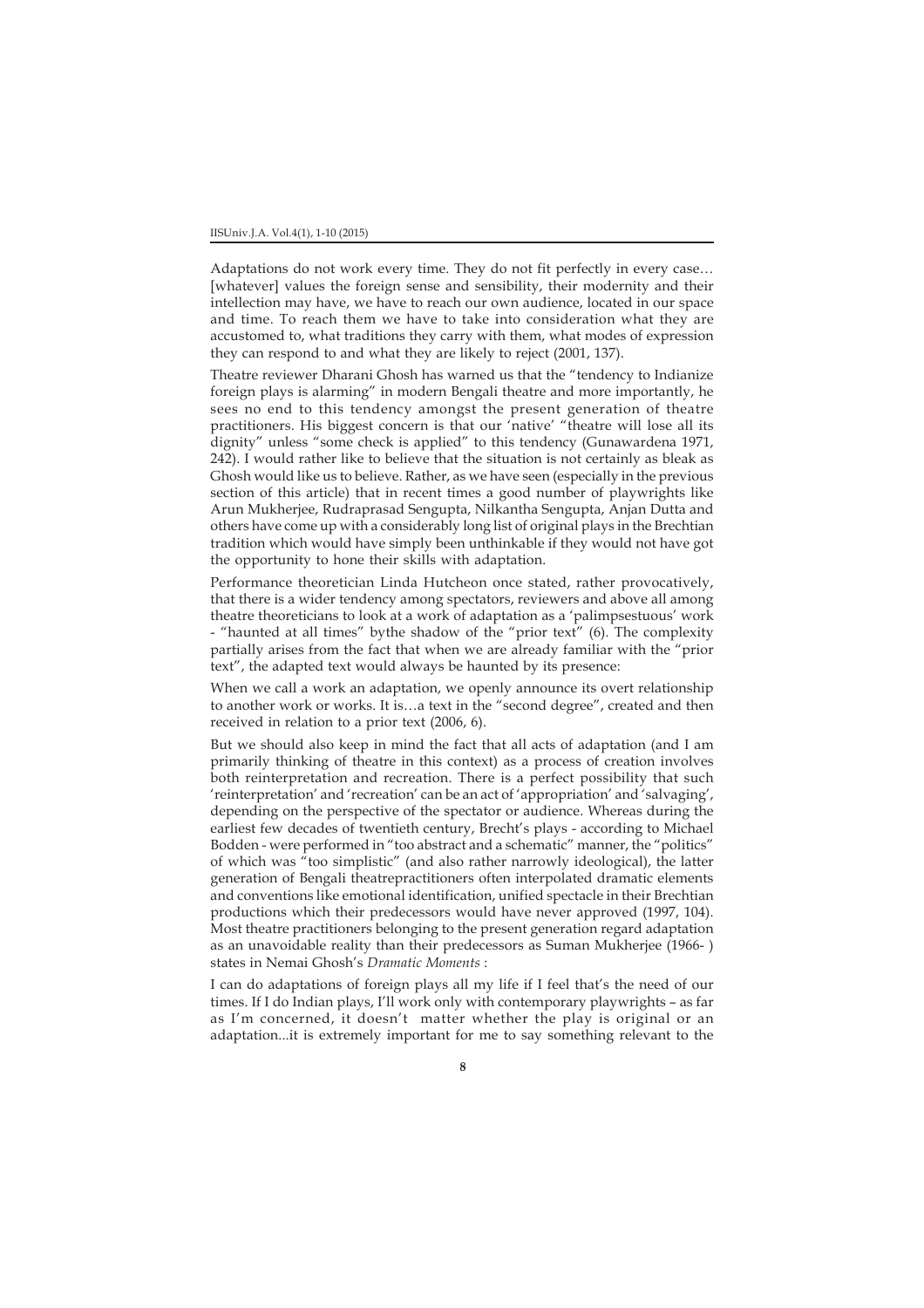Adaptations do not work every time. They do not fit perfectly in every case… [whatever] values the foreign sense and sensibility, their modernity and their intellection may have, we have to reach our own audience, located in our space and time. To reach them we have to take into consideration what they are accustomed to, what traditions they carry with them, what modes of expression they can respond to and what they are likely to reject (2001, 137).

Theatre reviewer Dharani Ghosh has warned us that the "tendency to Indianize foreign plays is alarming" in modern Bengali theatre and more importantly, he sees no end to this tendency amongst the present generation of theatre practitioners. His biggest concern is that our 'native' "theatre will lose all its dignity" unless "some check is applied" to this tendency (Gunawardena 1971, 242). I would rather like to believe that the situation is not certainly as bleak as Ghosh would like us to believe. Rather, as we have seen (especially in the previous section of this article) that in recent times a good number of playwrights like Arun Mukherjee, Rudraprasad Sengupta, Nilkantha Sengupta, Anjan Dutta and others have come up with a considerably long list of original plays in the Brechtian tradition which would have simply been unthinkable if they would not have got the opportunity to hone their skills with adaptation.

Performance theoretician Linda Hutcheon once stated, rather provocatively, that there is a wider tendency among spectators, reviewers and above all among theatre theoreticians to look at a work of adaptation as a 'palimpsestuous' work - "haunted at all times" bythe shadow of the "prior text" (6). The complexity partially arises from the fact that when we are already familiar with the "prior text", the adapted text would always be haunted by its presence:

When we call a work an adaptation, we openly announce its overt relationship to another work or works. It is…a text in the "second degree", created and then received in relation to a prior text (2006, 6).

But we should also keep in mind the fact that all acts of adaptation (and I am primarily thinking of theatre in this context) as a process of creation involves both reinterpretation and recreation. There is a perfect possibility that such 'reinterpretation' and 'recreation' can be an act of 'appropriation' and 'salvaging', depending on the perspective of the spectator or audience. Whereas during the earliest few decades of twentieth century, Brecht's plays - according to Michael Bodden - were performed in "too abstract and a schematic" manner, the "politics" of which was "too simplistic" (and also rather narrowly ideological), the latter generation of Bengali theatrepractitioners often interpolated dramatic elements and conventions like emotional identification, unified spectacle in their Brechtian productions which their predecessors would have never approved (1997, 104). Most theatre practitioners belonging to the present generation regard adaptation as an unavoidable reality than their predecessors as Suman Mukherjee (1966- ) states in Nemai Ghosh's *Dramatic Moments* :

I can do adaptations of foreign plays all my life if I feel that's the need of our times. If I do Indian plays, I'll work only with contemporary playwrights – as far as I'm concerned, it doesn't matter whether the play is original or an adaptation...it is extremely important for me to say something relevant to the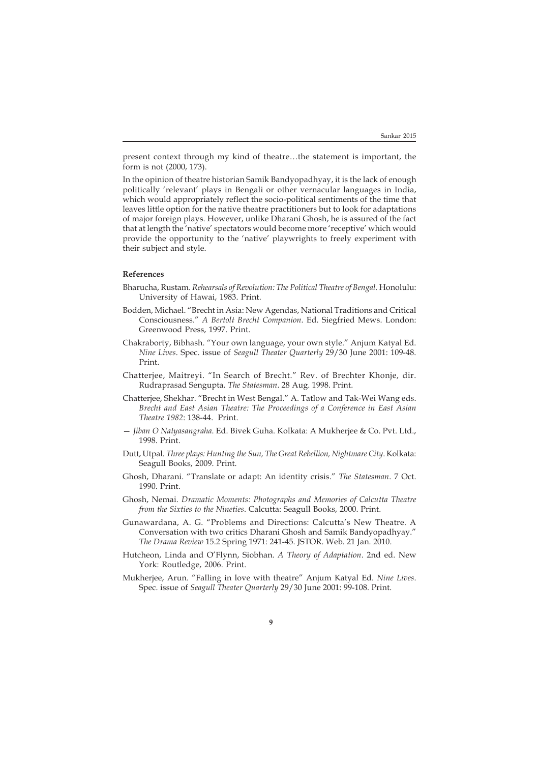present context through my kind of theatre…the statement is important, the form is not (2000, 173).

In the opinion of theatre historian Samik Bandyopadhyay, it is the lack of enough politically 'relevant' plays in Bengali or other vernacular languages in India, which would appropriately reflect the socio-political sentiments of the time that leaves little option for the native theatre practitioners but to look for adaptations of major foreign plays. However, unlike Dharani Ghosh, he is assured of the fact that at length the 'native' spectators would become more 'receptive' which would provide the opportunity to the 'native' playwrights to freely experiment with their subject and style.

**References**

Bharucha, Rustam. *Rehearsals of Revolution: The Political Theatre of Bengal*. Honolulu: University of Hawai, 1983. Print.

Bodden, Michael. "Brecht in Asia: New Agendas, National Traditions and Critical Consciousness." *A Bertolt Brecht Companion*. Ed. Siegfried Mews. London: Greenwood Press, 1997. Print.

Chakraborty, Bibhash. "Your own language, your own style." Anjum Katyal Ed. *Nine Lives*. Spec. issue of *Seagull Theater Quarterly* 29/30 June 2001: 109-48. Print.

Chatterjee, Maitreyi. "In Search of Brecht." Rev. of Brechter Khonje, dir. Rudraprasad Sengupta. *The Statesman*. 28 Aug. 1998. Print.

Chatterjee, Shekhar. "Brecht in West Bengal." A. Tatlow and Tak-Wei Wang eds. *Brecht and East Asian Theatre: The Proceedings of a Conference in East Asian Theatre 1982*: 138-44. Print.

— *Jiban O Natyasangraha*. Ed. Bivek Guha. Kolkata: A Mukherjee & Co. Pvt. Ltd., 1998. Print.

Dutt, Utpal. *Three plays: Hunting the Sun, The Great Rebellion, Nightmare City*. Kolkata: Seagull Books, 2009. Print.

Ghosh, Dharani. "Translate or adapt: An identity crisis." *The Statesman*. 7 Oct. 1990. Print.

Ghosh, Nemai. *Dramatic Moments: Photographs and Memories of Calcutta Theatre from the Sixties to the Nineties*. Calcutta: Seagull Books, 2000. Print.

Gunawardana, A. G. "Problems and Directions: Calcutta's New Theatre. A Conversation with two critics Dharani Ghosh and Samik Bandyopadhyay." *The Drama Review* 15.2 Spring 1971: 241-45. JSTOR. Web. 21 Jan. 2010.

Hutcheon, Linda and O'Flynn, Siobhan. *A Theory of Adaptation*. 2nd ed. New York: Routledge, 2006. Print.

Mukherjee, Arun. "Falling in love with theatre" Anjum Katyal Ed. *Nine Lives*. Spec. issue of *Seagull Theater Quarterly* 29/30 June 2001: 99-108. Print.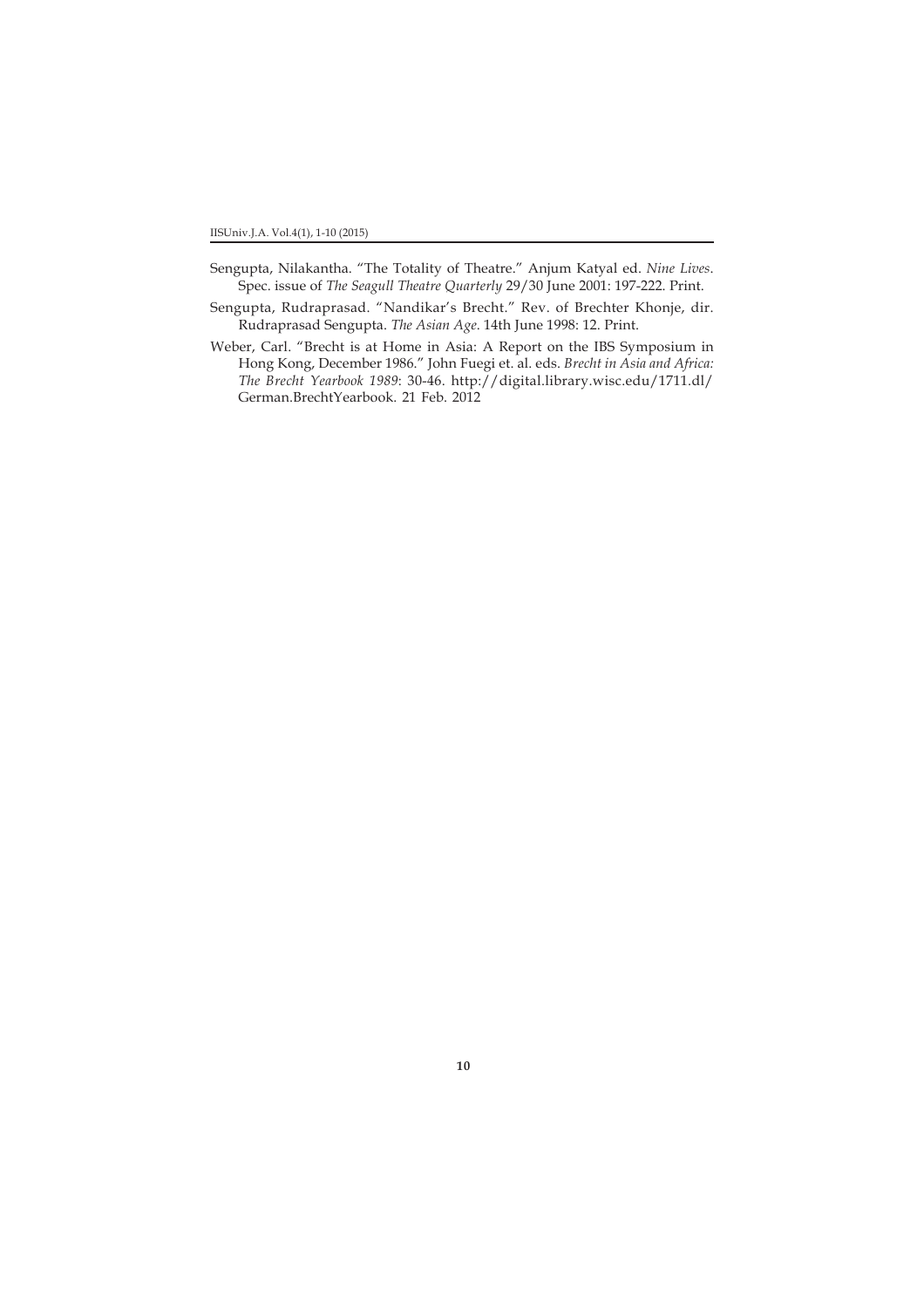Sengupta, Nilakantha. "The Totality of Theatre." Anjum Katyal ed. *Nine Lives*. Spec. issue of *The Seagull Theatre Quarterly* 29/30 June 2001: 197-222. Print.

Sengupta, Rudraprasad. "Nandikar's Brecht." Rev. of Brechter Khonje, dir. Rudraprasad Sengupta. *The Asian Age*. 14th June 1998: 12. Print.

Weber, Carl. "Brecht is at Home in Asia: A Report on the IBS Symposium in Hong Kong, December 1986." John Fuegi et. al. eds. *Brecht in Asia and Africa: The Brecht Yearbook 1989*: 30-46. http://digital.library.wisc.edu/1711.dl/German.BrechtYearbook. 21 Feb. 2012